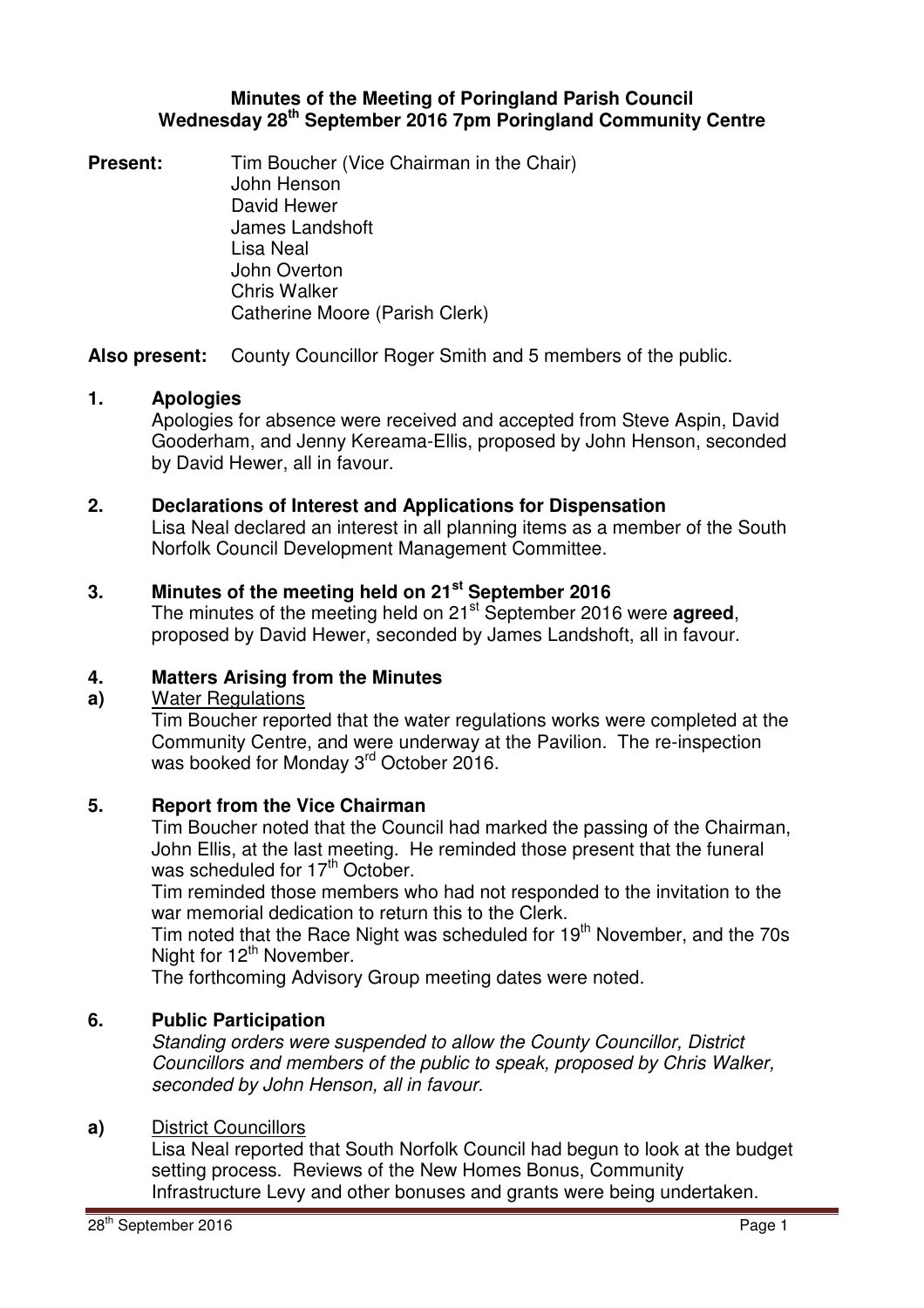# Minutes of the Meeting of Poringland Parish Council
## Wednesday 28th September 2016 7pm Poringland Community Centre

**Present:**
Tim Boucher (Vice Chairman in the Chair)
John Henson
David Hewer
James Landshoft
Lisa Neal
John Overton
Chris Walker
Catherine Moore (Parish Clerk)

**Also present:** County Councillor Roger Smith and 5 members of the public.

**1. Apologies**

Apologies for absence were received and accepted from Steve Aspin, David Gooderham, and Jenny Kereama-Ellis, proposed by John Henson, seconded by David Hewer, all in favour.

**2. Declarations of Interest and Applications for Dispensation**

Lisa Neal declared an interest in all planning items as a member of the South Norfolk Council Development Management Committee.

**3. Minutes of the meeting held on 21st September 2016**

The minutes of the meeting held on 21st September 2016 were **agreed**, proposed by David Hewer, seconded by James Landshoft, all in favour.

**4. Matters Arising from the Minutes**

**a)** Water Regulations

Tim Boucher reported that the water regulations works were completed at the Community Centre, and were underway at the Pavilion. The re-inspection was booked for Monday 3rd October 2016.

**5. Report from the Vice Chairman**

Tim Boucher noted that the Council had marked the passing of the Chairman, John Ellis, at the last meeting. He reminded those present that the funeral was scheduled for 17th October.

Tim reminded those members who had not responded to the invitation to the war memorial dedication to return this to the Clerk.

Tim noted that the Race Night was scheduled for 19th November, and the 70s Night for 12th November.

The forthcoming Advisory Group meeting dates were noted.

**6. Public Participation**

*Standing orders were suspended to allow the County Councillor, District Councillors and members of the public to speak, proposed by Chris Walker, seconded by John Henson, all in favour.*

**a)** District Councillors

Lisa Neal reported that South Norfolk Council had begun to look at the budget setting process. Reviews of the New Homes Bonus, Community Infrastructure Levy and other bonuses and grants were being undertaken.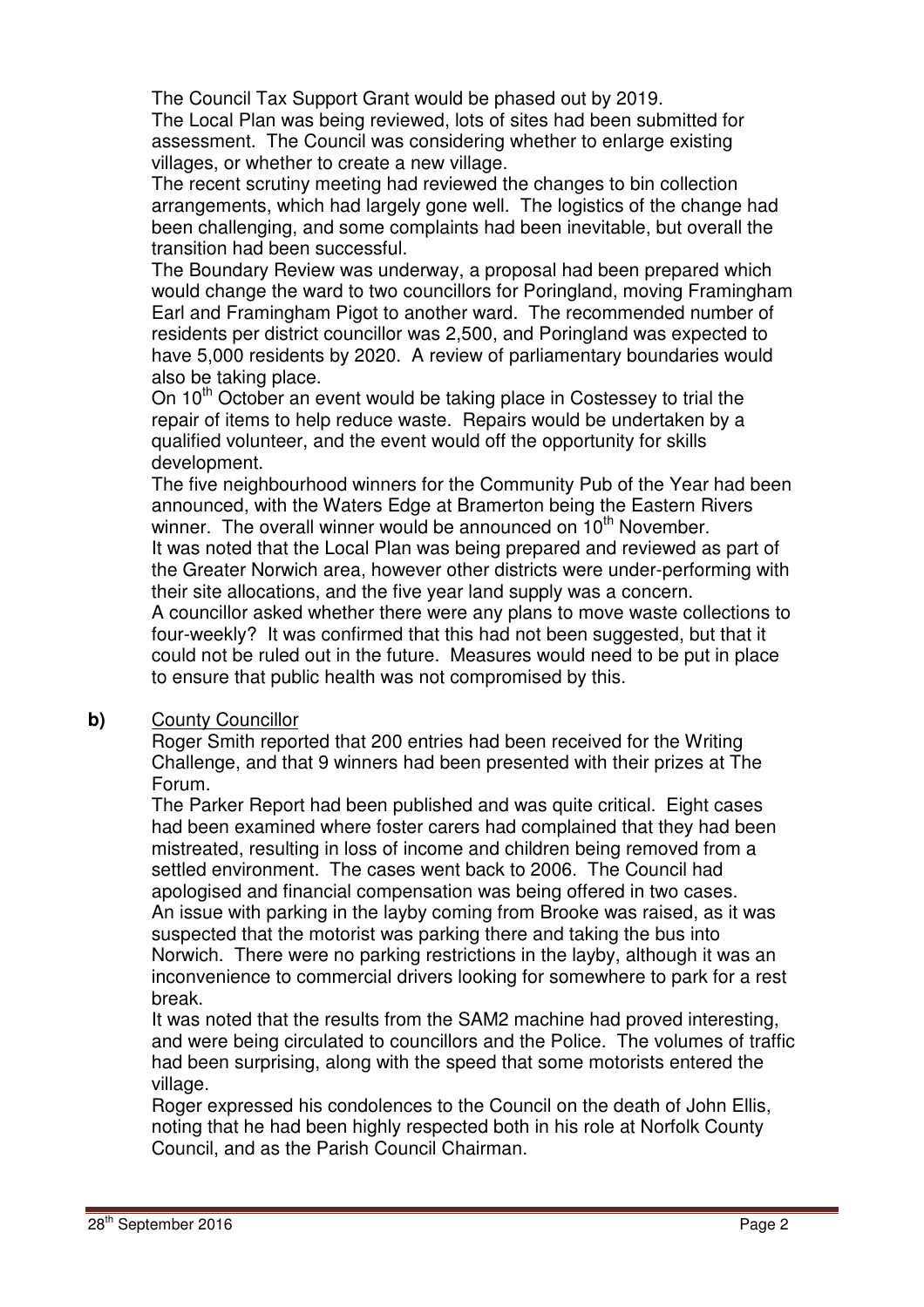The Council Tax Support Grant would be phased out by 2019.

The Local Plan was being reviewed, lots of sites had been submitted for assessment. The Council was considering whether to enlarge existing villages, or whether to create a new village.

The recent scrutiny meeting had reviewed the changes to bin collection arrangements, which had largely gone well. The logistics of the change had been challenging, and some complaints had been inevitable, but overall the transition had been successful.

The Boundary Review was underway, a proposal had been prepared which would change the ward to two councillors for Poringland, moving Framingham Earl and Framingham Pigot to another ward. The recommended number of residents per district councillor was 2,500, and Poringland was expected to have 5,000 residents by 2020. A review of parliamentary boundaries would also be taking place.

On 10th October an event would be taking place in Costessey to trial the repair of items to help reduce waste. Repairs would be undertaken by a qualified volunteer, and the event would off the opportunity for skills development.

The five neighbourhood winners for the Community Pub of the Year had been announced, with the Waters Edge at Bramerton being the Eastern Rivers winner. The overall winner would be announced on 10th November.

It was noted that the Local Plan was being prepared and reviewed as part of the Greater Norwich area, however other districts were under-performing with their site allocations, and the five year land supply was a concern.

A councillor asked whether there were any plans to move waste collections to four-weekly? It was confirmed that this had not been suggested, but that it could not be ruled out in the future. Measures would need to be put in place to ensure that public health was not compromised by this.

**b)** <u>County Councillor</u>

Roger Smith reported that 200 entries had been received for the Writing Challenge, and that 9 winners had been presented with their prizes at The Forum.

The Parker Report had been published and was quite critical. Eight cases had been examined where foster carers had complained that they had been mistreated, resulting in loss of income and children being removed from a settled environment. The cases went back to 2006. The Council had apologised and financial compensation was being offered in two cases.

An issue with parking in the layby coming from Brooke was raised, as it was suspected that the motorist was parking there and taking the bus into Norwich. There were no parking restrictions in the layby, although it was an inconvenience to commercial drivers looking for somewhere to park for a rest break.

It was noted that the results from the SAM2 machine had proved interesting, and were being circulated to councillors and the Police. The volumes of traffic had been surprising, along with the speed that some motorists entered the village.

Roger expressed his condolences to the Council on the death of John Ellis, noting that he had been highly respected both in his role at Norfolk County Council, and as the Parish Council Chairman.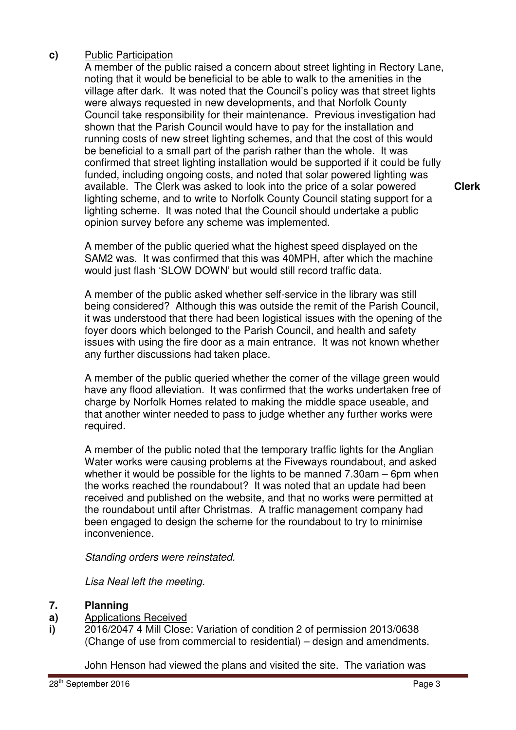**c)** Public Participation

A member of the public raised a concern about street lighting in Rectory Lane, noting that it would be beneficial to be able to walk to the amenities in the village after dark. It was noted that the Council's policy was that street lights were always requested in new developments, and that Norfolk County Council take responsibility for their maintenance. Previous investigation had shown that the Parish Council would have to pay for the installation and running costs of new street lighting schemes, and that the cost of this would be beneficial to a small part of the parish rather than the whole. It was confirmed that street lighting installation would be supported if it could be fully funded, including ongoing costs, and noted that solar powered lighting was available. The Clerk was asked to look into the price of a solar powered lighting scheme, and to write to Norfolk County Council stating support for a lighting scheme. It was noted that the Council should undertake a public opinion survey before any scheme was implemented. **Clerk**

A member of the public queried what the highest speed displayed on the SAM2 was. It was confirmed that this was 40MPH, after which the machine would just flash 'SLOW DOWN' but would still record traffic data.

A member of the public asked whether self-service in the library was still being considered? Although this was outside the remit of the Parish Council, it was understood that there had been logistical issues with the opening of the foyer doors which belonged to the Parish Council, and health and safety issues with using the fire door as a main entrance. It was not known whether any further discussions had taken place.

A member of the public queried whether the corner of the village green would have any flood alleviation. It was confirmed that the works undertaken free of charge by Norfolk Homes related to making the middle space useable, and that another winter needed to pass to judge whether any further works were required.

A member of the public noted that the temporary traffic lights for the Anglian Water works were causing problems at the Fiveways roundabout, and asked whether it would be possible for the lights to be manned 7.30am – 6pm when the works reached the roundabout? It was noted that an update had been received and published on the website, and that no works were permitted at the roundabout until after Christmas. A traffic management company had been engaged to design the scheme for the roundabout to try to minimise inconvenience.

*Standing orders were reinstated.*

*Lisa Neal left the meeting.*

## 7. Planning

**a)** Applications Received

**i)** 2016/2047 4 Mill Close: Variation of condition 2 of permission 2013/0638 (Change of use from commercial to residential) – design and amendments.

John Henson had viewed the plans and visited the site. The variation was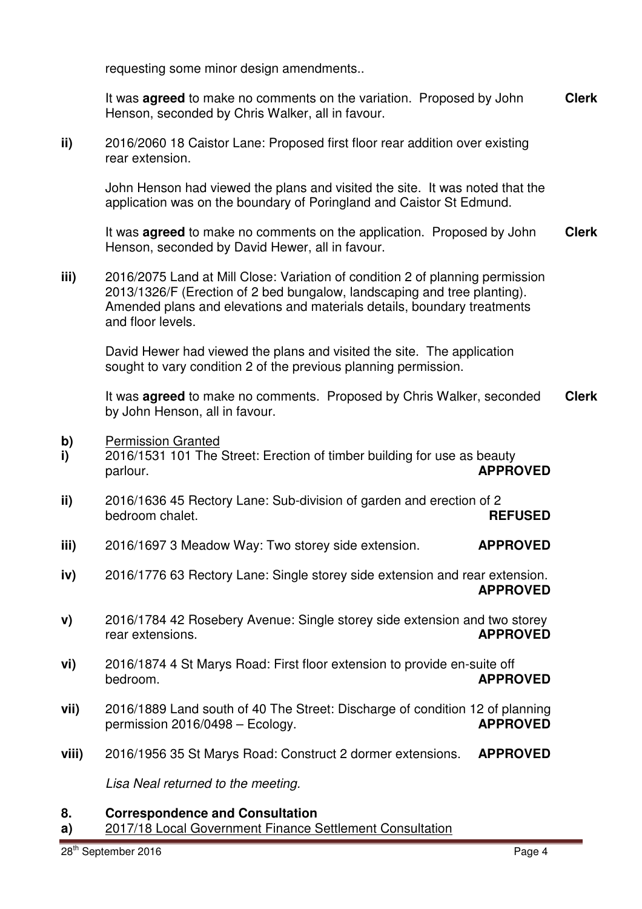requesting some minor design amendments..

It was **agreed** to make no comments on the variation. Proposed by John Henson, seconded by Chris Walker, all in favour. **Clerk**

**ii)** 2016/2060 18 Caistor Lane: Proposed first floor rear addition over existing rear extension.

John Henson had viewed the plans and visited the site. It was noted that the application was on the boundary of Poringland and Caistor St Edmund.

It was **agreed** to make no comments on the application. Proposed by John Henson, seconded by David Hewer, all in favour. **Clerk**

**iii)** 2016/2075 Land at Mill Close: Variation of condition 2 of planning permission 2013/1326/F (Erection of 2 bed bungalow, landscaping and tree planting). Amended plans and elevations and materials details, boundary treatments and floor levels.

David Hewer had viewed the plans and visited the site. The application sought to vary condition 2 of the previous planning permission.

It was **agreed** to make no comments. Proposed by Chris Walker, seconded by John Henson, all in favour. **Clerk**

**b)** Permission Granted

**i)** 2016/1531 101 The Street: Erection of timber building for use as beauty parlour. **APPROVED**

**ii)** 2016/1636 45 Rectory Lane: Sub-division of garden and erection of 2 bedroom chalet. **REFUSED**

**iii)** 2016/1697 3 Meadow Way: Two storey side extension. **APPROVED**

**iv)** 2016/1776 63 Rectory Lane: Single storey side extension and rear extension. **APPROVED**

**v)** 2016/1784 42 Rosebery Avenue: Single storey side extension and two storey rear extensions. **APPROVED**

**vi)** 2016/1874 4 St Marys Road: First floor extension to provide en-suite off bedroom. **APPROVED**

**vii)** 2016/1889 Land south of 40 The Street: Discharge of condition 12 of planning permission 2016/0498 – Ecology. **APPROVED**

**viii)** 2016/1956 35 St Marys Road: Construct 2 dormer extensions. **APPROVED**

*Lisa Neal returned to the meeting.*

## 8. Correspondence and Consultation

**a)** 2017/18 Local Government Finance Settlement Consultation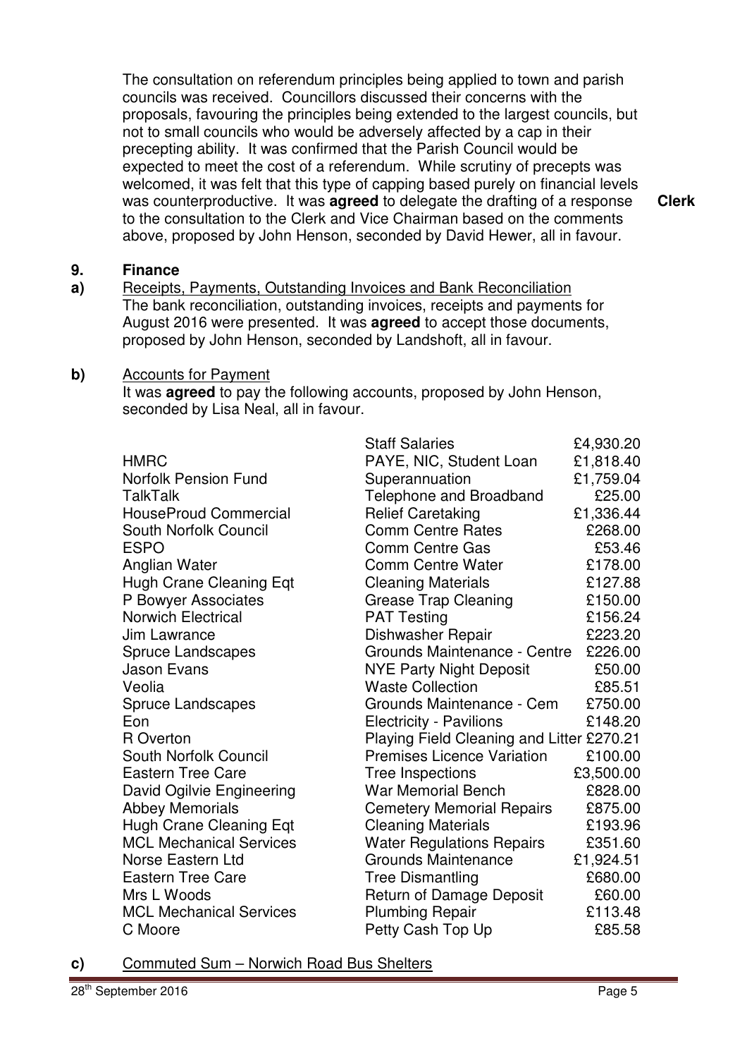The consultation on referendum principles being applied to town and parish councils was received. Councillors discussed their concerns with the proposals, favouring the principles being extended to the largest councils, but not to small councils who would be adversely affected by a cap in their precepting ability. It was confirmed that the Parish Council would be expected to meet the cost of a referendum. While scrutiny of precepts was welcomed, it was felt that this type of capping based purely on financial levels was counterproductive. It was **agreed** to delegate the drafting of a response to the consultation to the Clerk and Vice Chairman based on the comments above, proposed by John Henson, seconded by David Hewer, all in favour. **Clerk**

**9. Finance**

**a)** Receipts, Payments, Outstanding Invoices and Bank Reconciliation

The bank reconciliation, outstanding invoices, receipts and payments for August 2016 were presented. It was **agreed** to accept those documents, proposed by John Henson, seconded by Landshoft, all in favour.

**b)** Accounts for Payment

It was **agreed** to pay the following accounts, proposed by John Henson, seconded by Lisa Neal, all in favour.

| | | |
|---|---|---|
| | Staff Salaries | £4,930.20 |
| HMRC | PAYE, NIC, Student Loan | £1,818.40 |
| Norfolk Pension Fund | Superannuation | £1,759.04 |
| TalkTalk | Telephone and Broadband | £25.00 |
| HouseProud Commercial | Relief Caretaking | £1,336.44 |
| South Norfolk Council | Comm Centre Rates | £268.00 |
| ESPO | Comm Centre Gas | £53.46 |
| Anglian Water | Comm Centre Water | £178.00 |
| Hugh Crane Cleaning Eqt | Cleaning Materials | £127.88 |
| P Bowyer Associates | Grease Trap Cleaning | £150.00 |
| Norwich Electrical | PAT Testing | £156.24 |
| Jim Lawrance | Dishwasher Repair | £223.20 |
| Spruce Landscapes | Grounds Maintenance - Centre | £226.00 |
| Jason Evans | NYE Party Night Deposit | £50.00 |
| Veolia | Waste Collection | £85.51 |
| Spruce Landscapes | Grounds Maintenance - Cem | £750.00 |
| Eon | Electricity - Pavilions | £148.20 |
| R Overton | Playing Field Cleaning and Litter | £270.21 |
| South Norfolk Council | Premises Licence Variation | £100.00 |
| Eastern Tree Care | Tree Inspections | £3,500.00 |
| David Ogilvie Engineering | War Memorial Bench | £828.00 |
| Abbey Memorials | Cemetery Memorial Repairs | £875.00 |
| Hugh Crane Cleaning Eqt | Cleaning Materials | £193.96 |
| MCL Mechanical Services | Water Regulations Repairs | £351.60 |
| Norse Eastern Ltd | Grounds Maintenance | £1,924.51 |
| Eastern Tree Care | Tree Dismantling | £680.00 |
| Mrs L Woods | Return of Damage Deposit | £60.00 |
| MCL Mechanical Services | Plumbing Repair | £113.48 |
| C Moore | Petty Cash Top Up | £85.58 |

**c)** Commuted Sum – Norwich Road Bus Shelters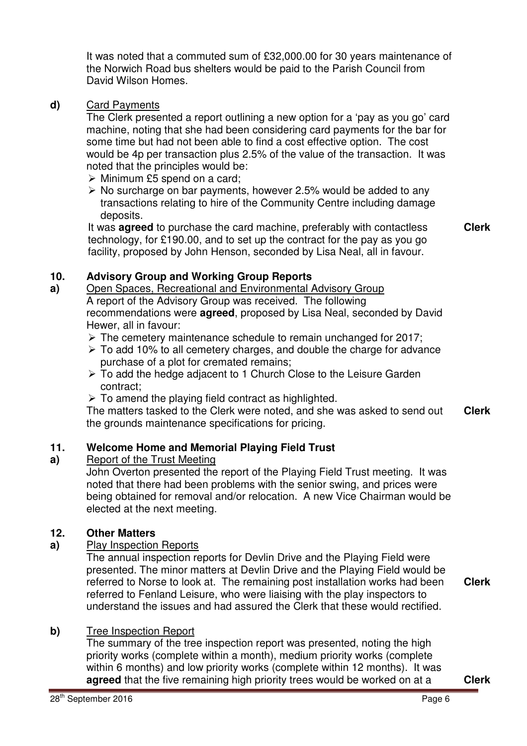It was noted that a commuted sum of £32,000.00 for 30 years maintenance of the Norwich Road bus shelters would be paid to the Parish Council from David Wilson Homes.

**d)** Card Payments

The Clerk presented a report outlining a new option for a 'pay as you go' card machine, noting that she had been considering card payments for the bar for some time but had not been able to find a cost effective option. The cost would be 4p per transaction plus 2.5% of the value of the transaction. It was noted that the principles would be:

- Minimum £5 spend on a card;
- No surcharge on bar payments, however 2.5% would be added to any transactions relating to hire of the Community Centre including damage deposits.

It was **agreed** to purchase the card machine, preferably with contactless technology, for £190.00, and to set up the contract for the pay as you go facility, proposed by John Henson, seconded by Lisa Neal, all in favour. **Clerk**

## 10. Advisory Group and Working Group Reports

**a)** Open Spaces, Recreational and Environmental Advisory Group

A report of the Advisory Group was received. The following recommendations were **agreed**, proposed by Lisa Neal, seconded by David Hewer, all in favour:

- The cemetery maintenance schedule to remain unchanged for 2017;
- To add 10% to all cemetery charges, and double the charge for advance purchase of a plot for cremated remains;
- To add the hedge adjacent to 1 Church Close to the Leisure Garden contract;
- To amend the playing field contract as highlighted.

The matters tasked to the Clerk were noted, and she was asked to send out the grounds maintenance specifications for pricing. **Clerk**

## 11. Welcome Home and Memorial Playing Field Trust

**a)** Report of the Trust Meeting

John Overton presented the report of the Playing Field Trust meeting. It was noted that there had been problems with the senior swing, and prices were being obtained for removal and/or relocation. A new Vice Chairman would be elected at the next meeting.

## 12. Other Matters

**a)** Play Inspection Reports

The annual inspection reports for Devlin Drive and the Playing Field were presented. The minor matters at Devlin Drive and the Playing Field would be referred to Norse to look at. The remaining post installation works had been referred to Fenland Leisure, who were liaising with the play inspectors to understand the issues and had assured the Clerk that these would rectified. **Clerk**

**b)** Tree Inspection Report

The summary of the tree inspection report was presented, noting the high priority works (complete within a month), medium priority works (complete within 6 months) and low priority works (complete within 12 months). It was **agreed** that the five remaining high priority trees would be worked on at a **Clerk**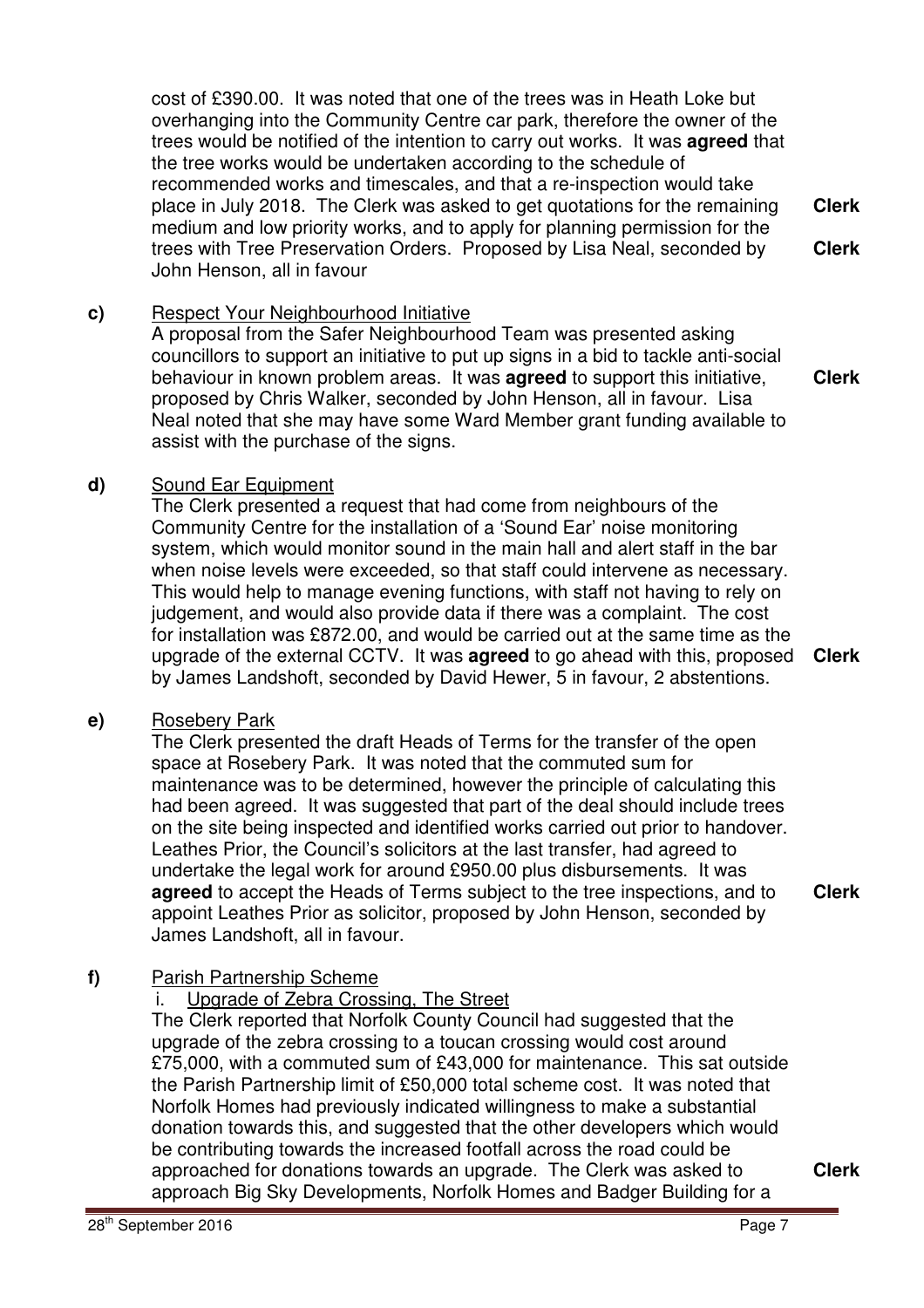cost of £390.00. It was noted that one of the trees was in Heath Loke but overhanging into the Community Centre car park, therefore the owner of the trees would be notified of the intention to carry out works. It was **agreed** that the tree works would be undertaken according to the schedule of recommended works and timescales, and that a re-inspection would take place in July 2018. The Clerk was asked to get quotations for the remaining medium and low priority works, and to apply for planning permission for the trees with Tree Preservation Orders. Proposed by Lisa Neal, seconded by John Henson, all in favour **Clerk** **Clerk**

**c)** Respect Your Neighbourhood Initiative

A proposal from the Safer Neighbourhood Team was presented asking councillors to support an initiative to put up signs in a bid to tackle anti-social behaviour in known problem areas. It was **agreed** to support this initiative, proposed by Chris Walker, seconded by John Henson, all in favour. Lisa Neal noted that she may have some Ward Member grant funding available to assist with the purchase of the signs. **Clerk**

**d)** Sound Ear Equipment

The Clerk presented a request that had come from neighbours of the Community Centre for the installation of a 'Sound Ear' noise monitoring system, which would monitor sound in the main hall and alert staff in the bar when noise levels were exceeded, so that staff could intervene as necessary. This would help to manage evening functions, with staff not having to rely on judgement, and would also provide data if there was a complaint. The cost for installation was £872.00, and would be carried out at the same time as the upgrade of the external CCTV. It was **agreed** to go ahead with this, proposed by James Landshoft, seconded by David Hewer, 5 in favour, 2 abstentions. **Clerk**

**e)** Rosebery Park

The Clerk presented the draft Heads of Terms for the transfer of the open space at Rosebery Park. It was noted that the commuted sum for maintenance was to be determined, however the principle of calculating this had been agreed. It was suggested that part of the deal should include trees on the site being inspected and identified works carried out prior to handover. Leathes Prior, the Council's solicitors at the last transfer, had agreed to undertake the legal work for around £950.00 plus disbursements. It was **agreed** to accept the Heads of Terms subject to the tree inspections, and to appoint Leathes Prior as solicitor, proposed by John Henson, seconded by James Landshoft, all in favour. **Clerk**

**f)** Parish Partnership Scheme

i. Upgrade of Zebra Crossing, The Street

The Clerk reported that Norfolk County Council had suggested that the upgrade of the zebra crossing to a toucan crossing would cost around £75,000, with a commuted sum of £43,000 for maintenance. This sat outside the Parish Partnership limit of £50,000 total scheme cost. It was noted that Norfolk Homes had previously indicated willingness to make a substantial donation towards this, and suggested that the other developers which would be contributing towards the increased footfall across the road could be approached for donations towards an upgrade. The Clerk was asked to approach Big Sky Developments, Norfolk Homes and Badger Building for a **Clerk**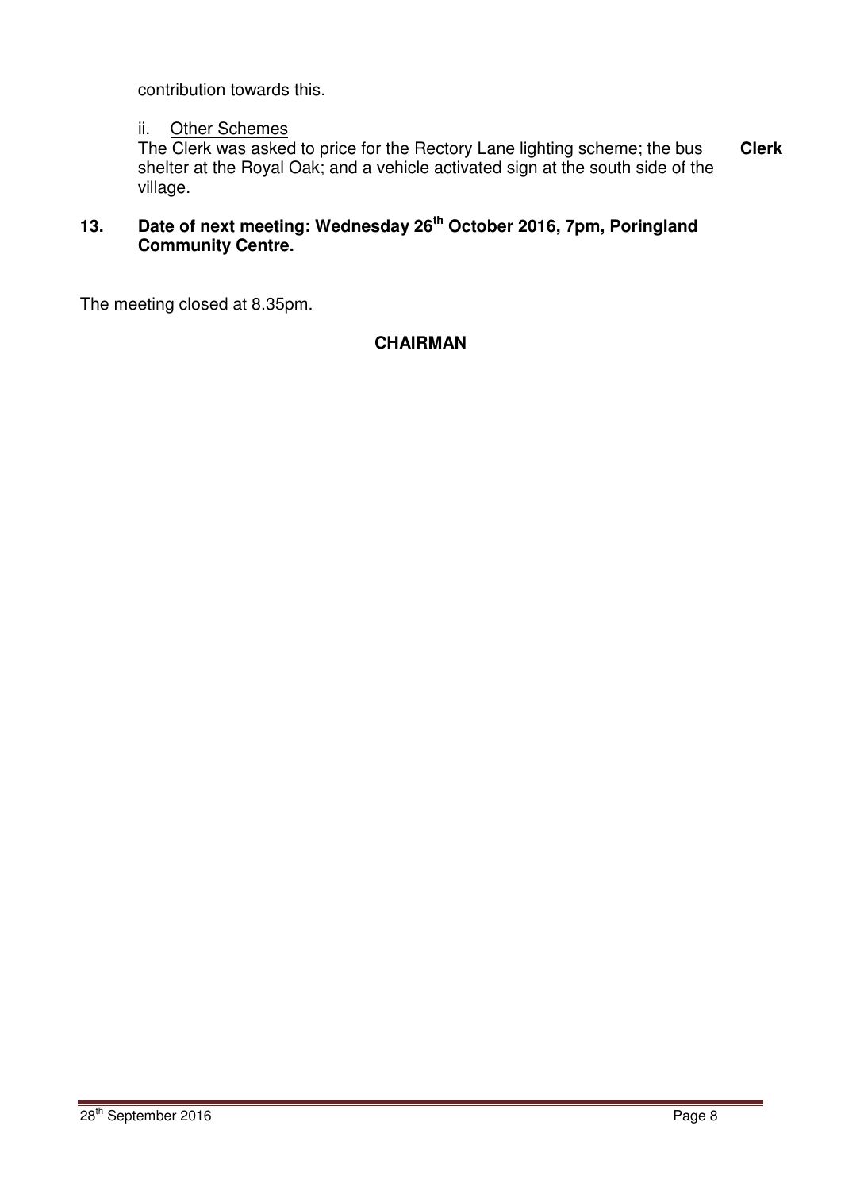contribution towards this.

ii. Other Schemes

The Clerk was asked to price for the Rectory Lane lighting scheme; the bus shelter at the Royal Oak; and a vehicle activated sign at the south side of the village. **Clerk**

**13. Date of next meeting: Wednesday 26th October 2016, 7pm, Poringland Community Centre.**

The meeting closed at 8.35pm.

**CHAIRMAN**